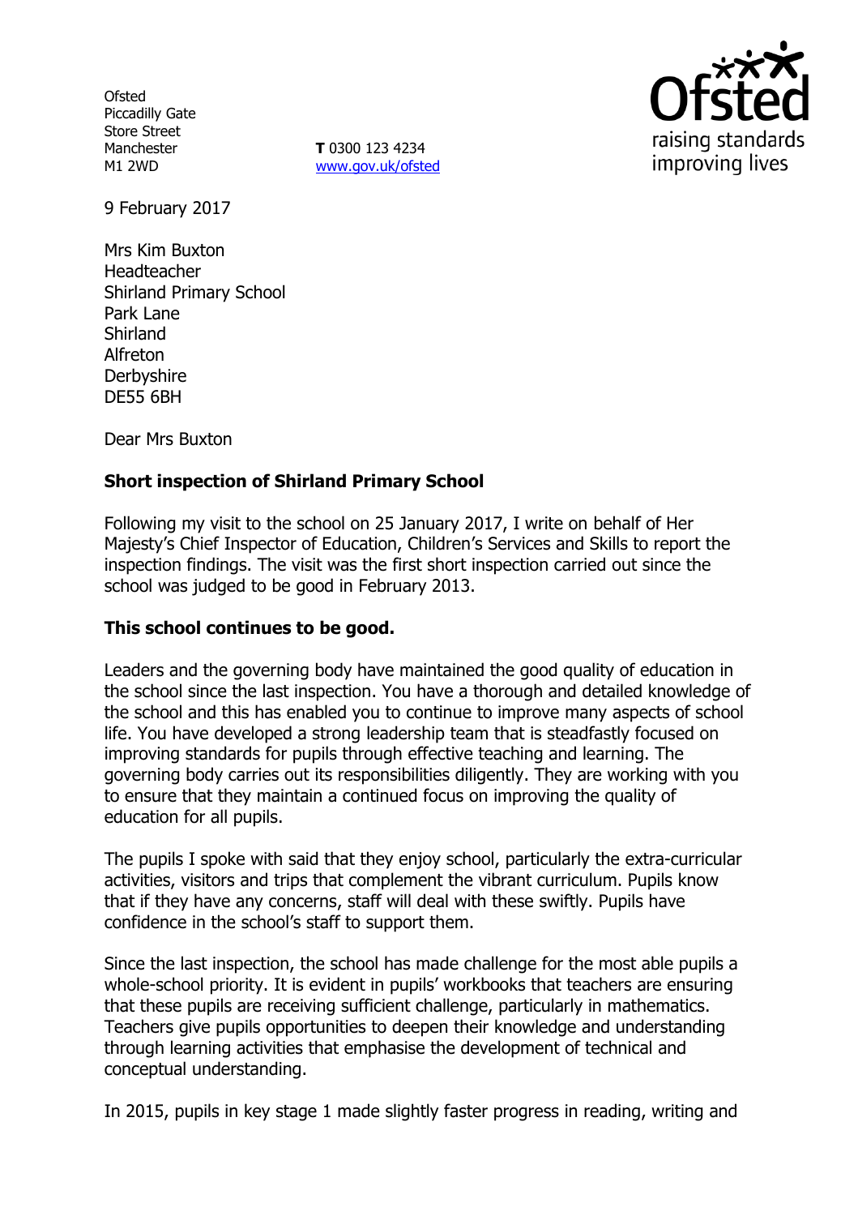Ofsted
Piccadilly Gate
Store Street
Manchester
M1 2WD

**T** 0300 123 4234
www.gov.uk/ofsted

9 February 2017

Mrs Kim Buxton
Headteacher
Shirland Primary School
Park Lane
Shirland
Alfreton
Derbyshire
DE55 6BH

Dear Mrs Buxton

**Short inspection of Shirland Primary School**

Following my visit to the school on 25 January 2017, I write on behalf of Her Majesty's Chief Inspector of Education, Children's Services and Skills to report the inspection findings. The visit was the first short inspection carried out since the school was judged to be good in February 2013.

**This school continues to be good.**

Leaders and the governing body have maintained the good quality of education in the school since the last inspection. You have a thorough and detailed knowledge of the school and this has enabled you to continue to improve many aspects of school life. You have developed a strong leadership team that is steadfastly focused on improving standards for pupils through effective teaching and learning. The governing body carries out its responsibilities diligently. They are working with you to ensure that they maintain a continued focus on improving the quality of education for all pupils.

The pupils I spoke with said that they enjoy school, particularly the extra-curricular activities, visitors and trips that complement the vibrant curriculum. Pupils know that if they have any concerns, staff will deal with these swiftly. Pupils have confidence in the school's staff to support them.

Since the last inspection, the school has made challenge for the most able pupils a whole-school priority. It is evident in pupils' workbooks that teachers are ensuring that these pupils are receiving sufficient challenge, particularly in mathematics. Teachers give pupils opportunities to deepen their knowledge and understanding through learning activities that emphasise the development of technical and conceptual understanding.

In 2015, pupils in key stage 1 made slightly faster progress in reading, writing and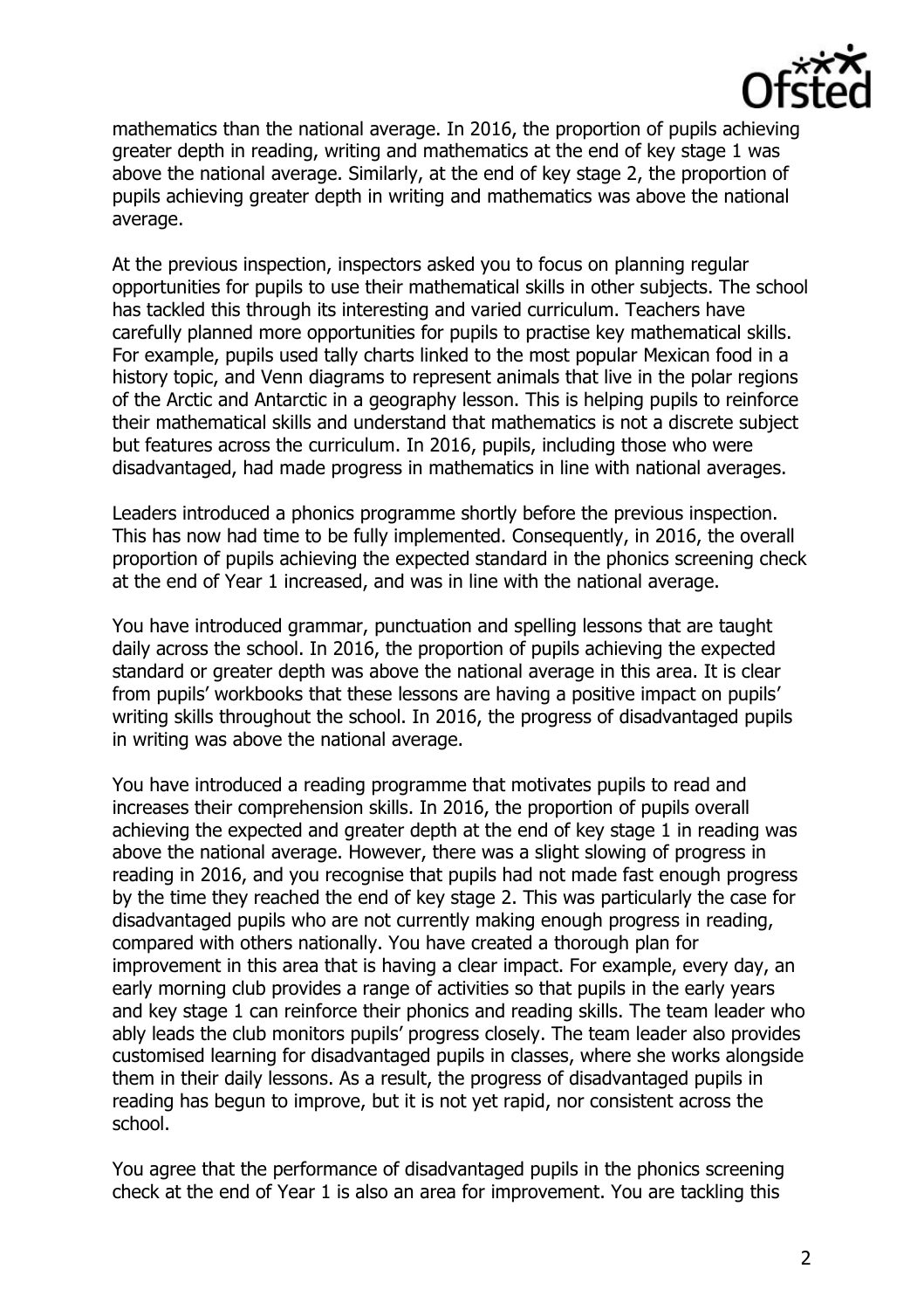mathematics than the national average. In 2016, the proportion of pupils achieving greater depth in reading, writing and mathematics at the end of key stage 1 was above the national average. Similarly, at the end of key stage 2, the proportion of pupils achieving greater depth in writing and mathematics was above the national average.

At the previous inspection, inspectors asked you to focus on planning regular opportunities for pupils to use their mathematical skills in other subjects. The school has tackled this through its interesting and varied curriculum. Teachers have carefully planned more opportunities for pupils to practise key mathematical skills. For example, pupils used tally charts linked to the most popular Mexican food in a history topic, and Venn diagrams to represent animals that live in the polar regions of the Arctic and Antarctic in a geography lesson. This is helping pupils to reinforce their mathematical skills and understand that mathematics is not a discrete subject but features across the curriculum. In 2016, pupils, including those who were disadvantaged, had made progress in mathematics in line with national averages.

Leaders introduced a phonics programme shortly before the previous inspection. This has now had time to be fully implemented. Consequently, in 2016, the overall proportion of pupils achieving the expected standard in the phonics screening check at the end of Year 1 increased, and was in line with the national average.

You have introduced grammar, punctuation and spelling lessons that are taught daily across the school. In 2016, the proportion of pupils achieving the expected standard or greater depth was above the national average in this area. It is clear from pupils' workbooks that these lessons are having a positive impact on pupils' writing skills throughout the school. In 2016, the progress of disadvantaged pupils in writing was above the national average.

You have introduced a reading programme that motivates pupils to read and increases their comprehension skills. In 2016, the proportion of pupils overall achieving the expected and greater depth at the end of key stage 1 in reading was above the national average. However, there was a slight slowing of progress in reading in 2016, and you recognise that pupils had not made fast enough progress by the time they reached the end of key stage 2. This was particularly the case for disadvantaged pupils who are not currently making enough progress in reading, compared with others nationally. You have created a thorough plan for improvement in this area that is having a clear impact. For example, every day, an early morning club provides a range of activities so that pupils in the early years and key stage 1 can reinforce their phonics and reading skills. The team leader who ably leads the club monitors pupils' progress closely. The team leader also provides customised learning for disadvantaged pupils in classes, where she works alongside them in their daily lessons. As a result, the progress of disadvantaged pupils in reading has begun to improve, but it is not yet rapid, nor consistent across the school.

You agree that the performance of disadvantaged pupils in the phonics screening check at the end of Year 1 is also an area for improvement. You are tackling this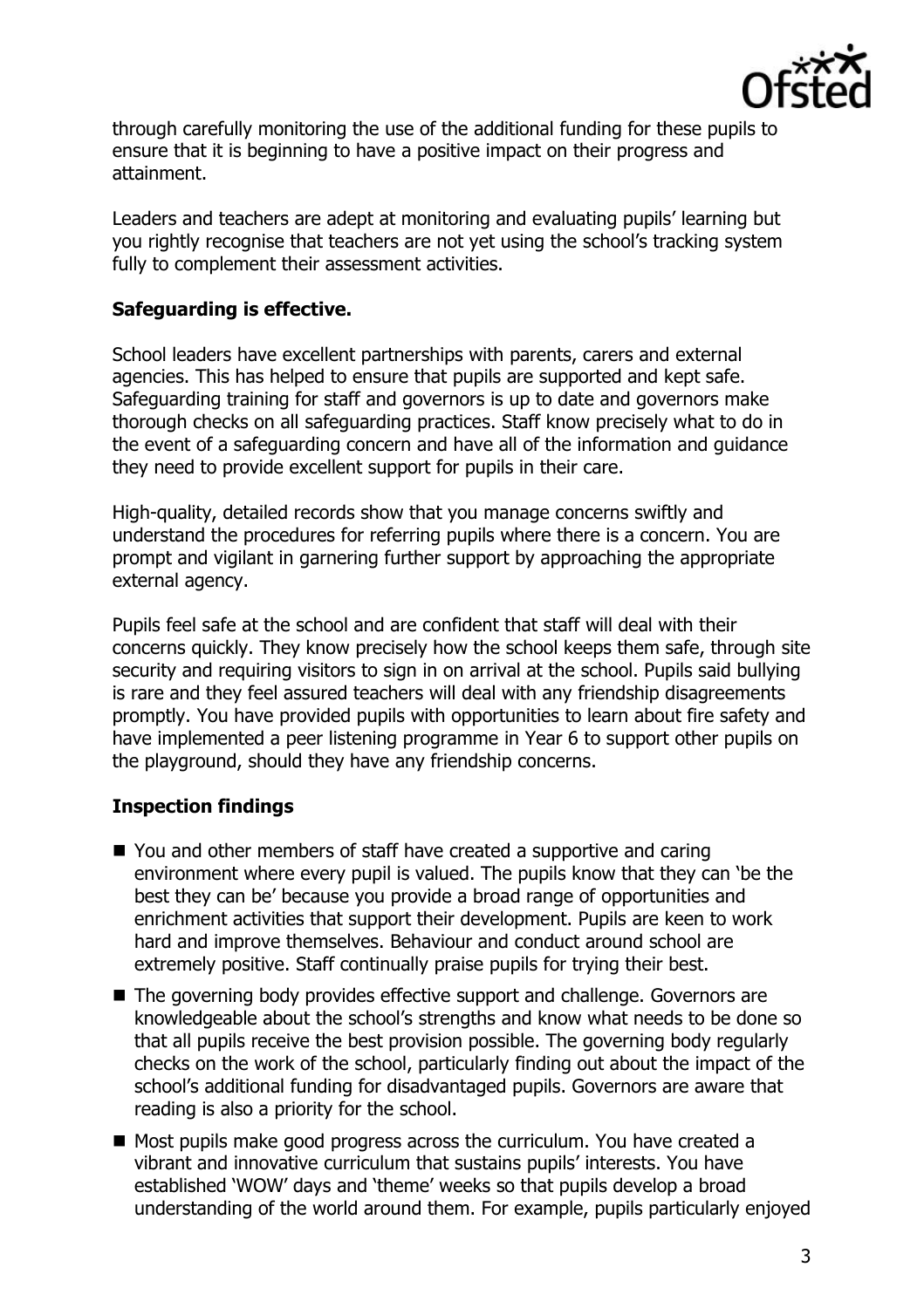through carefully monitoring the use of the additional funding for these pupils to ensure that it is beginning to have a positive impact on their progress and attainment.

Leaders and teachers are adept at monitoring and evaluating pupils' learning but you rightly recognise that teachers are not yet using the school's tracking system fully to complement their assessment activities.

## Safeguarding is effective.

School leaders have excellent partnerships with parents, carers and external agencies. This has helped to ensure that pupils are supported and kept safe. Safeguarding training for staff and governors is up to date and governors make thorough checks on all safeguarding practices. Staff know precisely what to do in the event of a safeguarding concern and have all of the information and guidance they need to provide excellent support for pupils in their care.

High-quality, detailed records show that you manage concerns swiftly and understand the procedures for referring pupils where there is a concern. You are prompt and vigilant in garnering further support by approaching the appropriate external agency.

Pupils feel safe at the school and are confident that staff will deal with their concerns quickly. They know precisely how the school keeps them safe, through site security and requiring visitors to sign in on arrival at the school. Pupils said bullying is rare and they feel assured teachers will deal with any friendship disagreements promptly. You have provided pupils with opportunities to learn about fire safety and have implemented a peer listening programme in Year 6 to support other pupils on the playground, should they have any friendship concerns.

## Inspection findings

- You and other members of staff have created a supportive and caring environment where every pupil is valued. The pupils know that they can 'be the best they can be' because you provide a broad range of opportunities and enrichment activities that support their development. Pupils are keen to work hard and improve themselves. Behaviour and conduct around school are extremely positive. Staff continually praise pupils for trying their best.
- The governing body provides effective support and challenge. Governors are knowledgeable about the school's strengths and know what needs to be done so that all pupils receive the best provision possible. The governing body regularly checks on the work of the school, particularly finding out about the impact of the school's additional funding for disadvantaged pupils. Governors are aware that reading is also a priority for the school.
- Most pupils make good progress across the curriculum. You have created a vibrant and innovative curriculum that sustains pupils' interests. You have established 'WOW' days and 'theme' weeks so that pupils develop a broad understanding of the world around them. For example, pupils particularly enjoyed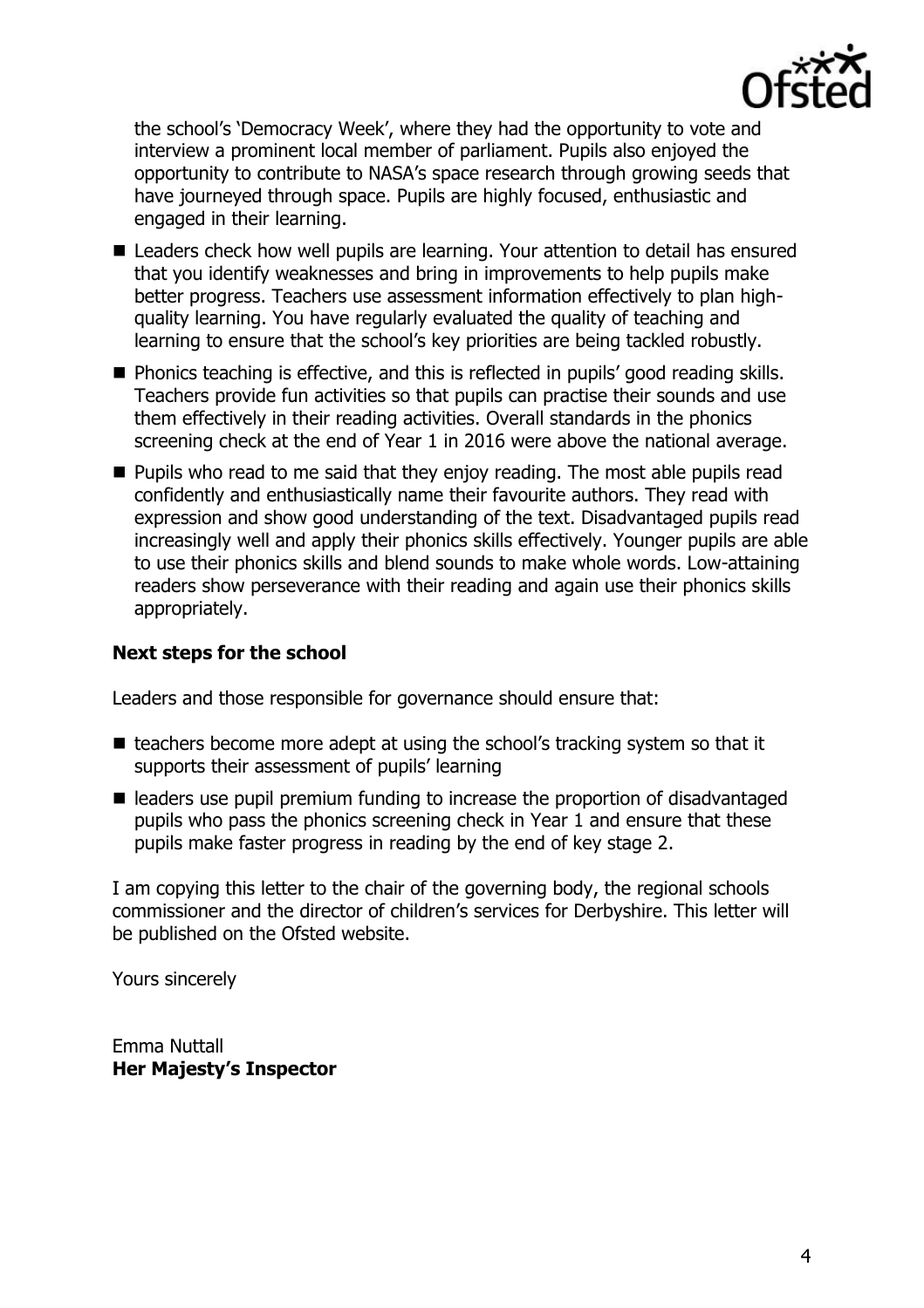the school's 'Democracy Week', where they had the opportunity to vote and interview a prominent local member of parliament. Pupils also enjoyed the opportunity to contribute to NASA's space research through growing seeds that have journeyed through space. Pupils are highly focused, enthusiastic and engaged in their learning.

- Leaders check how well pupils are learning. Your attention to detail has ensured that you identify weaknesses and bring in improvements to help pupils make better progress. Teachers use assessment information effectively to plan high-quality learning. You have regularly evaluated the quality of teaching and learning to ensure that the school's key priorities are being tackled robustly.
- Phonics teaching is effective, and this is reflected in pupils' good reading skills. Teachers provide fun activities so that pupils can practise their sounds and use them effectively in their reading activities. Overall standards in the phonics screening check at the end of Year 1 in 2016 were above the national average.
- Pupils who read to me said that they enjoy reading. The most able pupils read confidently and enthusiastically name their favourite authors. They read with expression and show good understanding of the text. Disadvantaged pupils read increasingly well and apply their phonics skills effectively. Younger pupils are able to use their phonics skills and blend sounds to make whole words. Low-attaining readers show perseverance with their reading and again use their phonics skills appropriately.

**Next steps for the school**

Leaders and those responsible for governance should ensure that:

- teachers become more adept at using the school's tracking system so that it supports their assessment of pupils' learning
- leaders use pupil premium funding to increase the proportion of disadvantaged pupils who pass the phonics screening check in Year 1 and ensure that these pupils make faster progress in reading by the end of key stage 2.

I am copying this letter to the chair of the governing body, the regional schools commissioner and the director of children's services for Derbyshire. This letter will be published on the Ofsted website.

Yours sincerely

Emma Nuttall
**Her Majesty's Inspector**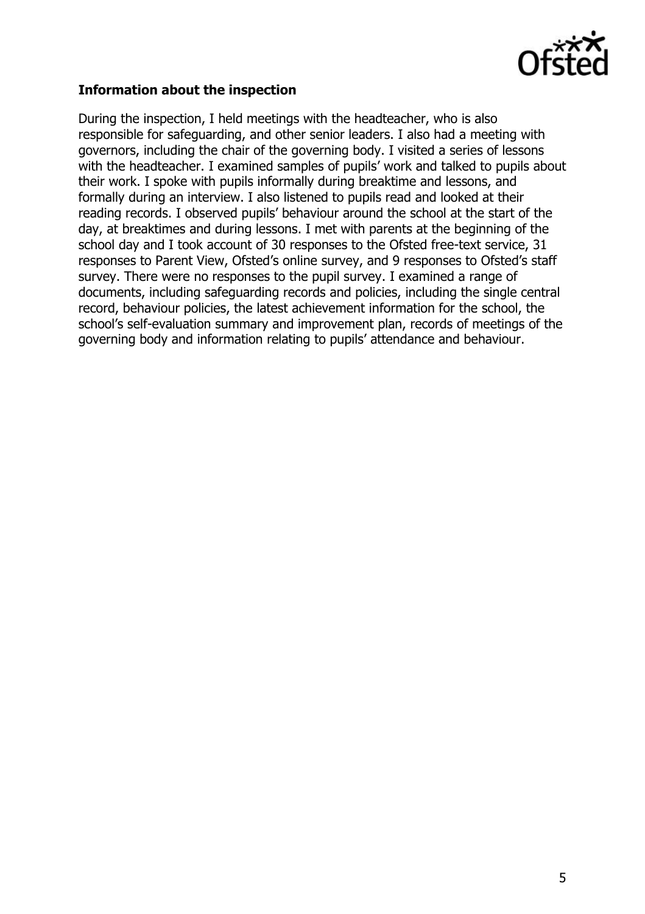**Information about the inspection**

During the inspection, I held meetings with the headteacher, who is also responsible for safeguarding, and other senior leaders. I also had a meeting with governors, including the chair of the governing body. I visited a series of lessons with the headteacher. I examined samples of pupils' work and talked to pupils about their work. I spoke with pupils informally during breaktime and lessons, and formally during an interview. I also listened to pupils read and looked at their reading records. I observed pupils' behaviour around the school at the start of the day, at breaktimes and during lessons. I met with parents at the beginning of the school day and I took account of 30 responses to the Ofsted free-text service, 31 responses to Parent View, Ofsted's online survey, and 9 responses to Ofsted's staff survey. There were no responses to the pupil survey. I examined a range of documents, including safeguarding records and policies, including the single central record, behaviour policies, the latest achievement information for the school, the school's self-evaluation summary and improvement plan, records of meetings of the governing body and information relating to pupils' attendance and behaviour.